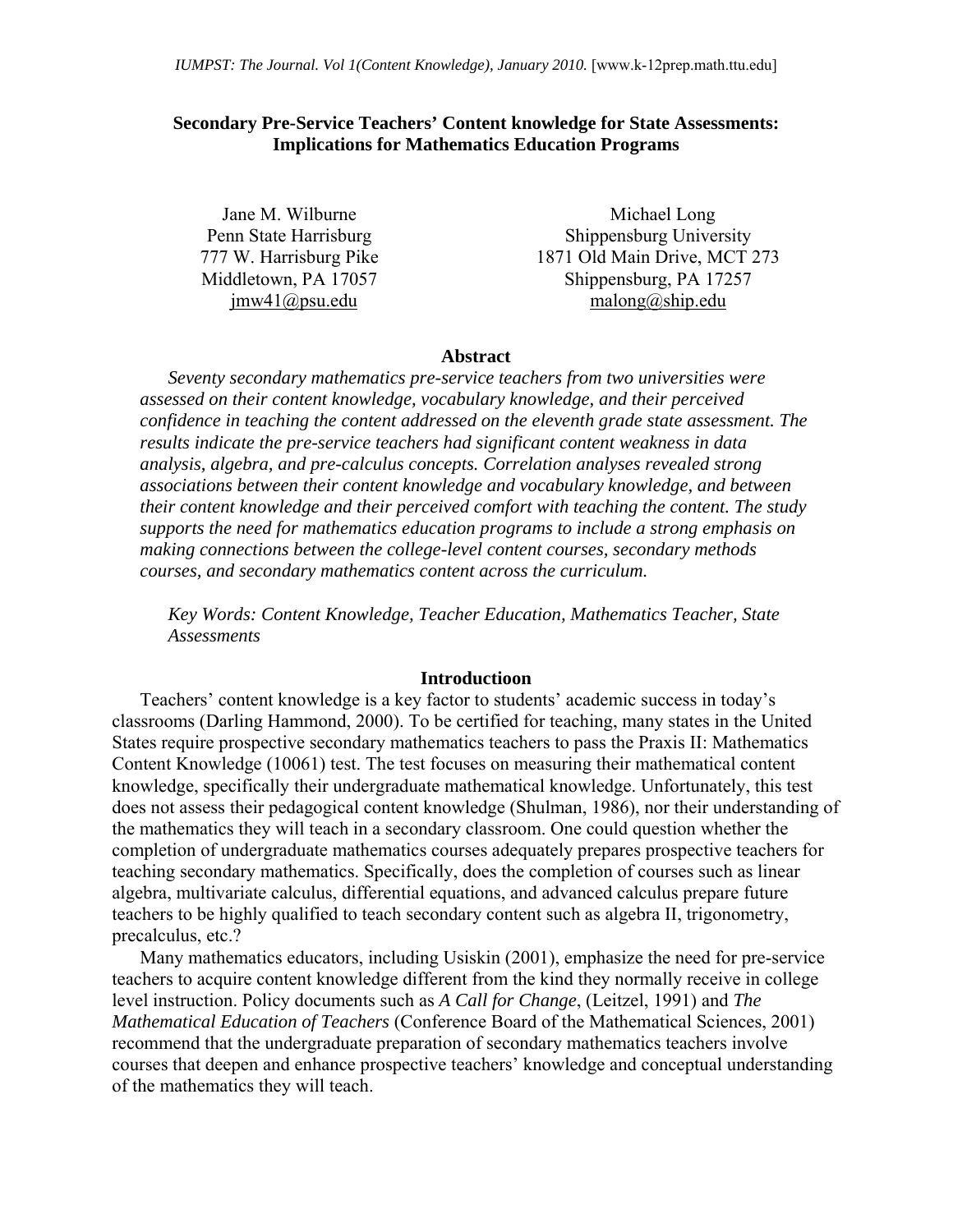# Secondary Pre-Service Teachers' Content knowledge for State Assessments: Implications for Mathematics Education Programs

Jane M. Wilburne
Penn State Harrisburg
777 W. Harrisburg Pike
Middletown, PA 17057
jmw41@psu.edu

Michael Long
Shippensburg University
1871 Old Main Drive, MCT 273
Shippensburg, PA 17257
malong@ship.edu

## Abstract

*Seventy secondary mathematics pre-service teachers from two universities were assessed on their content knowledge, vocabulary knowledge, and their perceived confidence in teaching the content addressed on the eleventh grade state assessment. The results indicate the pre-service teachers had significant content weakness in data analysis, algebra, and pre-calculus concepts. Correlation analyses revealed strong associations between their content knowledge and vocabulary knowledge, and between their content knowledge and their perceived comfort with teaching the content. The study supports the need for mathematics education programs to include a strong emphasis on making connections between the college-level content courses, secondary methods courses, and secondary mathematics content across the curriculum.*

*Key Words: Content Knowledge, Teacher Education, Mathematics Teacher, State Assessments*

## Introductioon

Teachers' content knowledge is a key factor to students' academic success in today's classrooms (Darling Hammond, 2000). To be certified for teaching, many states in the United States require prospective secondary mathematics teachers to pass the Praxis II: Mathematics Content Knowledge (10061) test. The test focuses on measuring their mathematical content knowledge, specifically their undergraduate mathematical knowledge. Unfortunately, this test does not assess their pedagogical content knowledge (Shulman, 1986), nor their understanding of the mathematics they will teach in a secondary classroom. One could question whether the completion of undergraduate mathematics courses adequately prepares prospective teachers for teaching secondary mathematics. Specifically, does the completion of courses such as linear algebra, multivariate calculus, differential equations, and advanced calculus prepare future teachers to be highly qualified to teach secondary content such as algebra II, trigonometry, precalculus, etc.?

Many mathematics educators, including Usiskin (2001), emphasize the need for pre-service teachers to acquire content knowledge different from the kind they normally receive in college level instruction. Policy documents such as *A Call for Change*, (Leitzel, 1991) and *The Mathematical Education of Teachers* (Conference Board of the Mathematical Sciences, 2001) recommend that the undergraduate preparation of secondary mathematics teachers involve courses that deepen and enhance prospective teachers' knowledge and conceptual understanding of the mathematics they will teach.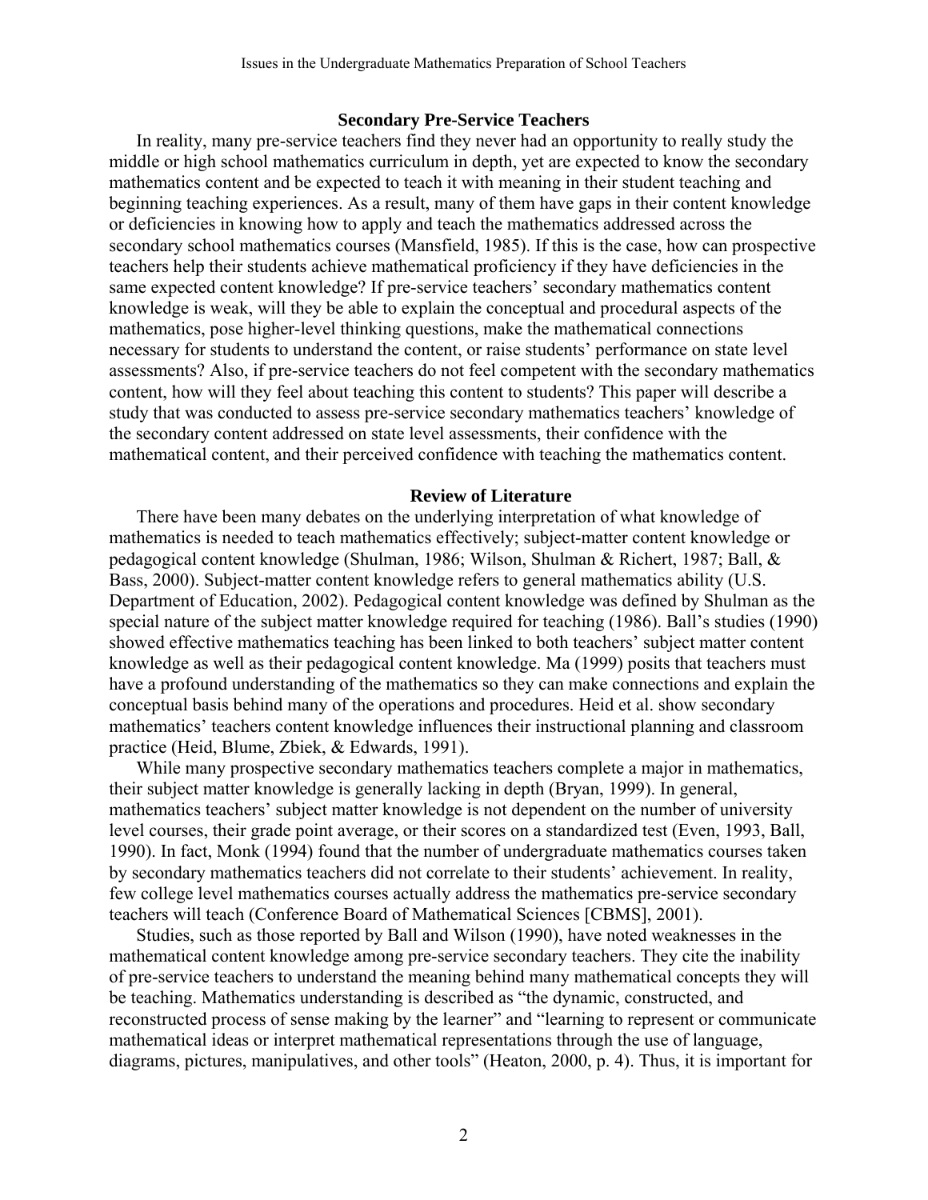## Secondary Pre-Service Teachers

In reality, many pre-service teachers find they never had an opportunity to really study the middle or high school mathematics curriculum in depth, yet are expected to know the secondary mathematics content and be expected to teach it with meaning in their student teaching and beginning teaching experiences. As a result, many of them have gaps in their content knowledge or deficiencies in knowing how to apply and teach the mathematics addressed across the secondary school mathematics courses (Mansfield, 1985). If this is the case, how can prospective teachers help their students achieve mathematical proficiency if they have deficiencies in the same expected content knowledge? If pre-service teachers' secondary mathematics content knowledge is weak, will they be able to explain the conceptual and procedural aspects of the mathematics, pose higher-level thinking questions, make the mathematical connections necessary for students to understand the content, or raise students' performance on state level assessments? Also, if pre-service teachers do not feel competent with the secondary mathematics content, how will they feel about teaching this content to students? This paper will describe a study that was conducted to assess pre-service secondary mathematics teachers' knowledge of the secondary content addressed on state level assessments, their confidence with the mathematical content, and their perceived confidence with teaching the mathematics content.

## Review of Literature

There have been many debates on the underlying interpretation of what knowledge of mathematics is needed to teach mathematics effectively; subject-matter content knowledge or pedagogical content knowledge (Shulman, 1986; Wilson, Shulman & Richert, 1987; Ball, & Bass, 2000). Subject-matter content knowledge refers to general mathematics ability (U.S. Department of Education, 2002). Pedagogical content knowledge was defined by Shulman as the special nature of the subject matter knowledge required for teaching (1986). Ball's studies (1990) showed effective mathematics teaching has been linked to both teachers' subject matter content knowledge as well as their pedagogical content knowledge. Ma (1999) posits that teachers must have a profound understanding of the mathematics so they can make connections and explain the conceptual basis behind many of the operations and procedures. Heid et al. show secondary mathematics' teachers content knowledge influences their instructional planning and classroom practice (Heid, Blume, Zbiek, & Edwards, 1991).

While many prospective secondary mathematics teachers complete a major in mathematics, their subject matter knowledge is generally lacking in depth (Bryan, 1999). In general, mathematics teachers' subject matter knowledge is not dependent on the number of university level courses, their grade point average, or their scores on a standardized test (Even, 1993, Ball, 1990). In fact, Monk (1994) found that the number of undergraduate mathematics courses taken by secondary mathematics teachers did not correlate to their students' achievement. In reality, few college level mathematics courses actually address the mathematics pre-service secondary teachers will teach (Conference Board of Mathematical Sciences [CBMS], 2001).

Studies, such as those reported by Ball and Wilson (1990), have noted weaknesses in the mathematical content knowledge among pre-service secondary teachers. They cite the inability of pre-service teachers to understand the meaning behind many mathematical concepts they will be teaching. Mathematics understanding is described as "the dynamic, constructed, and reconstructed process of sense making by the learner" and "learning to represent or communicate mathematical ideas or interpret mathematical representations through the use of language, diagrams, pictures, manipulatives, and other tools" (Heaton, 2000, p. 4). Thus, it is important for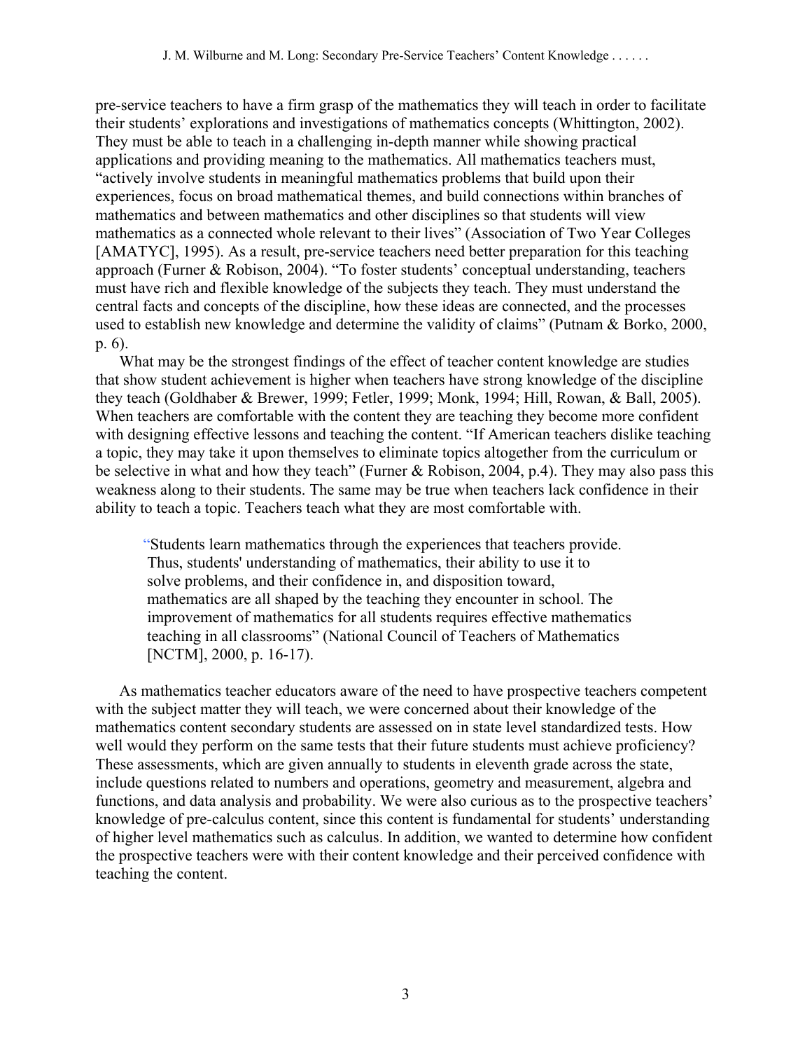pre-service teachers to have a firm grasp of the mathematics they will teach in order to facilitate their students' explorations and investigations of mathematics concepts (Whittington, 2002). They must be able to teach in a challenging in-depth manner while showing practical applications and providing meaning to the mathematics. All mathematics teachers must, "actively involve students in meaningful mathematics problems that build upon their experiences, focus on broad mathematical themes, and build connections within branches of mathematics and between mathematics and other disciplines so that students will view mathematics as a connected whole relevant to their lives" (Association of Two Year Colleges [AMATYC], 1995). As a result, pre-service teachers need better preparation for this teaching approach (Furner & Robison, 2004). "To foster students' conceptual understanding, teachers must have rich and flexible knowledge of the subjects they teach. They must understand the central facts and concepts of the discipline, how these ideas are connected, and the processes used to establish new knowledge and determine the validity of claims" (Putnam & Borko, 2000, p. 6).

What may be the strongest findings of the effect of teacher content knowledge are studies that show student achievement is higher when teachers have strong knowledge of the discipline they teach (Goldhaber & Brewer, 1999; Fetler, 1999; Monk, 1994; Hill, Rowan, & Ball, 2005). When teachers are comfortable with the content they are teaching they become more confident with designing effective lessons and teaching the content. "If American teachers dislike teaching a topic, they may take it upon themselves to eliminate topics altogether from the curriculum or be selective in what and how they teach" (Furner & Robison, 2004, p.4). They may also pass this weakness along to their students. The same may be true when teachers lack confidence in their ability to teach a topic. Teachers teach what they are most comfortable with.

> "Students learn mathematics through the experiences that teachers provide. Thus, students' understanding of mathematics, their ability to use it to solve problems, and their confidence in, and disposition toward, mathematics are all shaped by the teaching they encounter in school. The improvement of mathematics for all students requires effective mathematics teaching in all classrooms" (National Council of Teachers of Mathematics [NCTM], 2000, p. 16-17).

As mathematics teacher educators aware of the need to have prospective teachers competent with the subject matter they will teach, we were concerned about their knowledge of the mathematics content secondary students are assessed on in state level standardized tests. How well would they perform on the same tests that their future students must achieve proficiency? These assessments, which are given annually to students in eleventh grade across the state, include questions related to numbers and operations, geometry and measurement, algebra and functions, and data analysis and probability. We were also curious as to the prospective teachers' knowledge of pre-calculus content, since this content is fundamental for students' understanding of higher level mathematics such as calculus. In addition, we wanted to determine how confident the prospective teachers were with their content knowledge and their perceived confidence with teaching the content.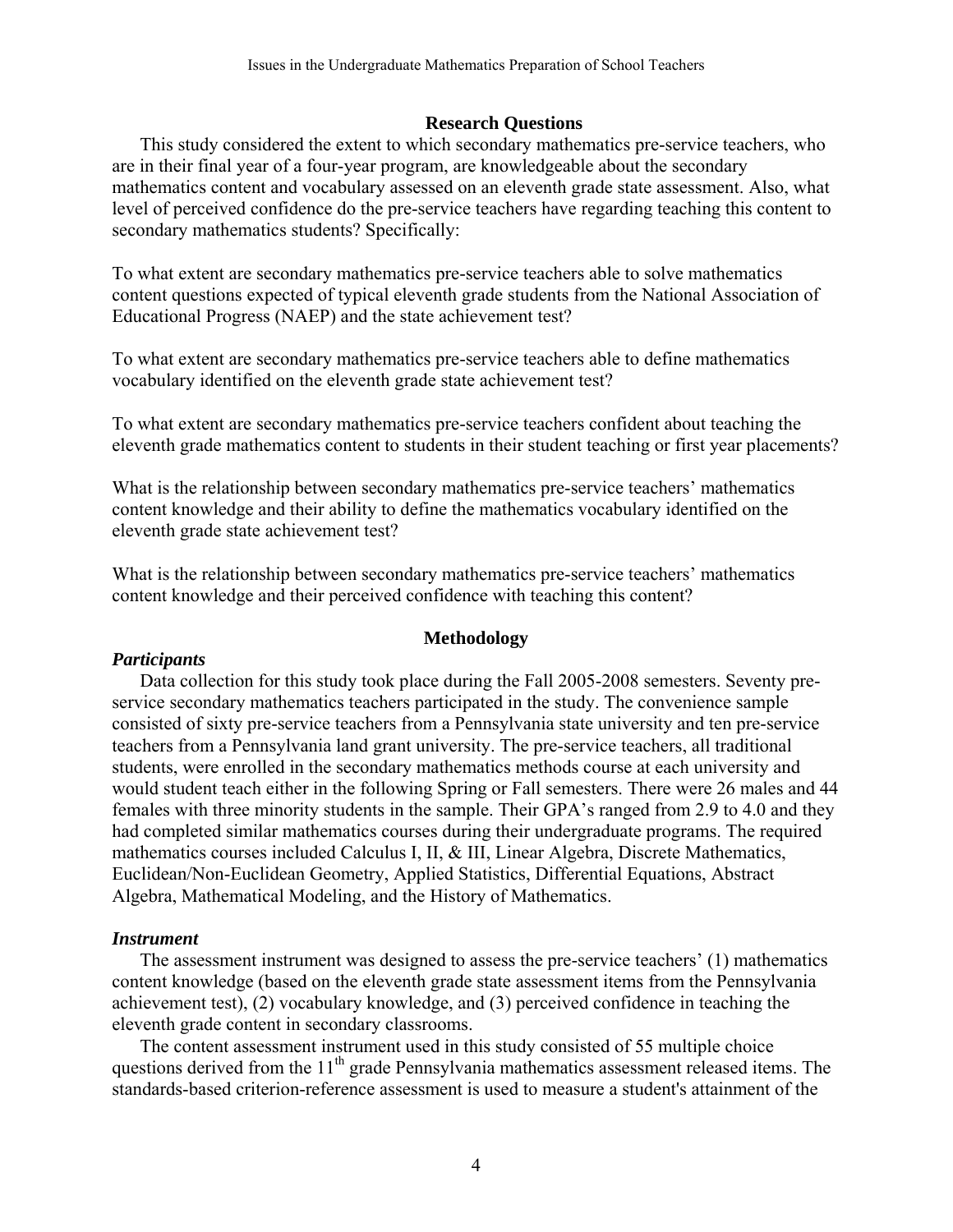## Research Questions

This study considered the extent to which secondary mathematics pre-service teachers, who are in their final year of a four-year program, are knowledgeable about the secondary mathematics content and vocabulary assessed on an eleventh grade state assessment. Also, what level of perceived confidence do the pre-service teachers have regarding teaching this content to secondary mathematics students? Specifically:

To what extent are secondary mathematics pre-service teachers able to solve mathematics content questions expected of typical eleventh grade students from the National Association of Educational Progress (NAEP) and the state achievement test?

To what extent are secondary mathematics pre-service teachers able to define mathematics vocabulary identified on the eleventh grade state achievement test?

To what extent are secondary mathematics pre-service teachers confident about teaching the eleventh grade mathematics content to students in their student teaching or first year placements?

What is the relationship between secondary mathematics pre-service teachers' mathematics content knowledge and their ability to define the mathematics vocabulary identified on the eleventh grade state achievement test?

What is the relationship between secondary mathematics pre-service teachers' mathematics content knowledge and their perceived confidence with teaching this content?

## Methodology

### *Participants*

Data collection for this study took place during the Fall 2005-2008 semesters. Seventy pre-service secondary mathematics teachers participated in the study. The convenience sample consisted of sixty pre-service teachers from a Pennsylvania state university and ten pre-service teachers from a Pennsylvania land grant university. The pre-service teachers, all traditional students, were enrolled in the secondary mathematics methods course at each university and would student teach either in the following Spring or Fall semesters. There were 26 males and 44 females with three minority students in the sample. Their GPA's ranged from 2.9 to 4.0 and they had completed similar mathematics courses during their undergraduate programs. The required mathematics courses included Calculus I, II, & III, Linear Algebra, Discrete Mathematics, Euclidean/Non-Euclidean Geometry, Applied Statistics, Differential Equations, Abstract Algebra, Mathematical Modeling, and the History of Mathematics.

### *Instrument*

The assessment instrument was designed to assess the pre-service teachers' (1) mathematics content knowledge (based on the eleventh grade state assessment items from the Pennsylvania achievement test), (2) vocabulary knowledge, and (3) perceived confidence in teaching the eleventh grade content in secondary classrooms.

The content assessment instrument used in this study consisted of 55 multiple choice questions derived from the 11th grade Pennsylvania mathematics assessment released items. The standards-based criterion-reference assessment is used to measure a student's attainment of the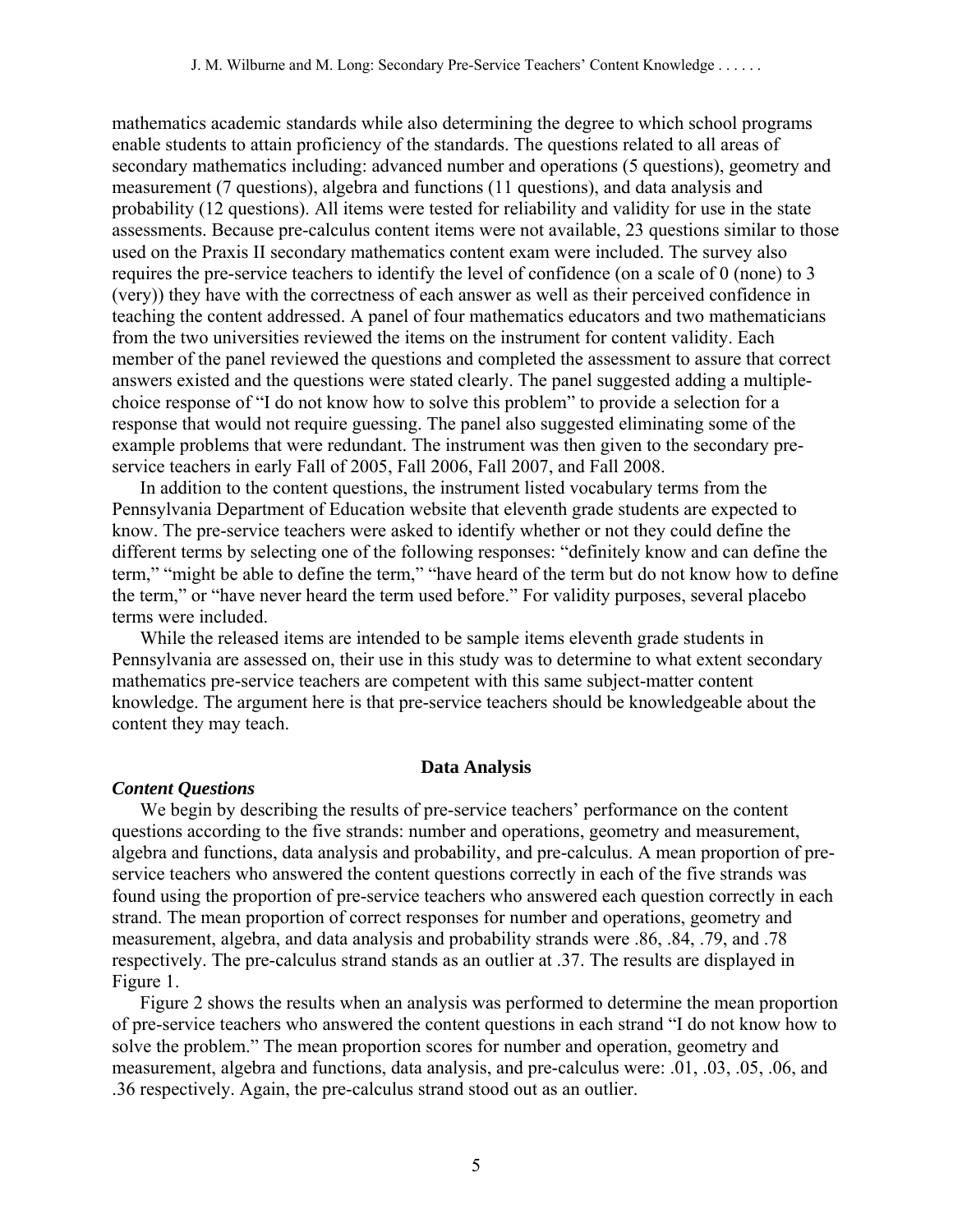mathematics academic standards while also determining the degree to which school programs enable students to attain proficiency of the standards. The questions related to all areas of secondary mathematics including: advanced number and operations (5 questions), geometry and measurement (7 questions), algebra and functions (11 questions), and data analysis and probability (12 questions). All items were tested for reliability and validity for use in the state assessments. Because pre-calculus content items were not available, 23 questions similar to those used on the Praxis II secondary mathematics content exam were included. The survey also requires the pre-service teachers to identify the level of confidence (on a scale of 0 (none) to 3 (very)) they have with the correctness of each answer as well as their perceived confidence in teaching the content addressed. A panel of four mathematics educators and two mathematicians from the two universities reviewed the items on the instrument for content validity. Each member of the panel reviewed the questions and completed the assessment to assure that correct answers existed and the questions were stated clearly. The panel suggested adding a multiple-choice response of "I do not know how to solve this problem" to provide a selection for a response that would not require guessing. The panel also suggested eliminating some of the example problems that were redundant. The instrument was then given to the secondary pre-service teachers in early Fall of 2005, Fall 2006, Fall 2007, and Fall 2008.

In addition to the content questions, the instrument listed vocabulary terms from the Pennsylvania Department of Education website that eleventh grade students are expected to know. The pre-service teachers were asked to identify whether or not they could define the different terms by selecting one of the following responses: "definitely know and can define the term," "might be able to define the term," "have heard of the term but do not know how to define the term," or "have never heard the term used before." For validity purposes, several placebo terms were included.

While the released items are intended to be sample items eleventh grade students in Pennsylvania are assessed on, their use in this study was to determine to what extent secondary mathematics pre-service teachers are competent with this same subject-matter content knowledge. The argument here is that pre-service teachers should be knowledgeable about the content they may teach.

## Data Analysis

### *Content Questions*

We begin by describing the results of pre-service teachers' performance on the content questions according to the five strands: number and operations, geometry and measurement, algebra and functions, data analysis and probability, and pre-calculus. A mean proportion of pre-service teachers who answered the content questions correctly in each of the five strands was found using the proportion of pre-service teachers who answered each question correctly in each strand. The mean proportion of correct responses for number and operations, geometry and measurement, algebra, and data analysis and probability strands were .86, .84, .79, and .78 respectively. The pre-calculus strand stands as an outlier at .37. The results are displayed in Figure 1.

Figure 2 shows the results when an analysis was performed to determine the mean proportion of pre-service teachers who answered the content questions in each strand "I do not know how to solve the problem." The mean proportion scores for number and operation, geometry and measurement, algebra and functions, data analysis, and pre-calculus were: .01, .03, .05, .06, and .36 respectively. Again, the pre-calculus strand stood out as an outlier.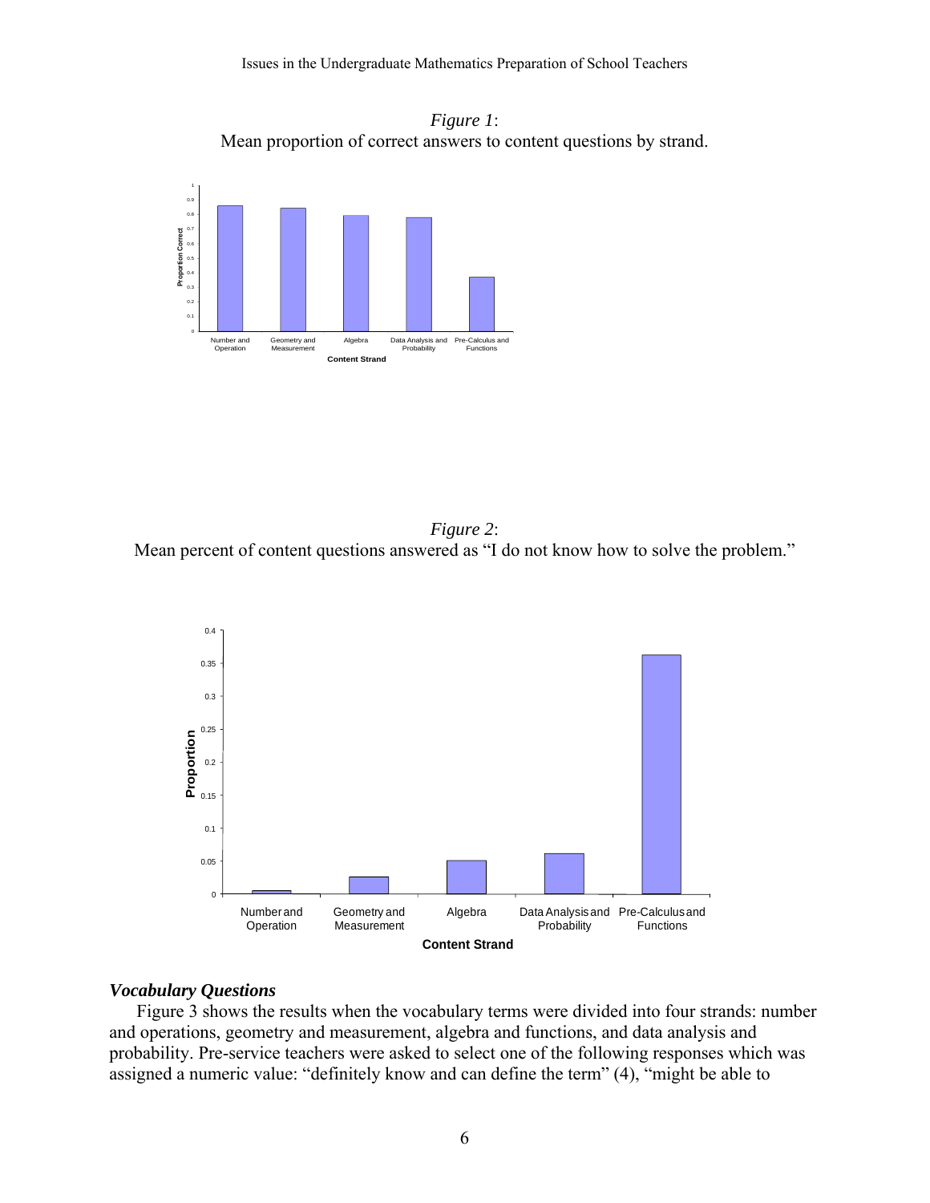*Figure 1*:
Mean proportion of correct answers to content questions by strand.

*Figure 2*:
Mean percent of content questions answered as "I do not know how to solve the problem."

***Vocabulary Questions***

Figure 3 shows the results when the vocabulary terms were divided into four strands: number and operations, geometry and measurement, algebra and functions, and data analysis and probability. Pre-service teachers were asked to select one of the following responses which was assigned a numeric value: "definitely know and can define the term" (4), "might be able to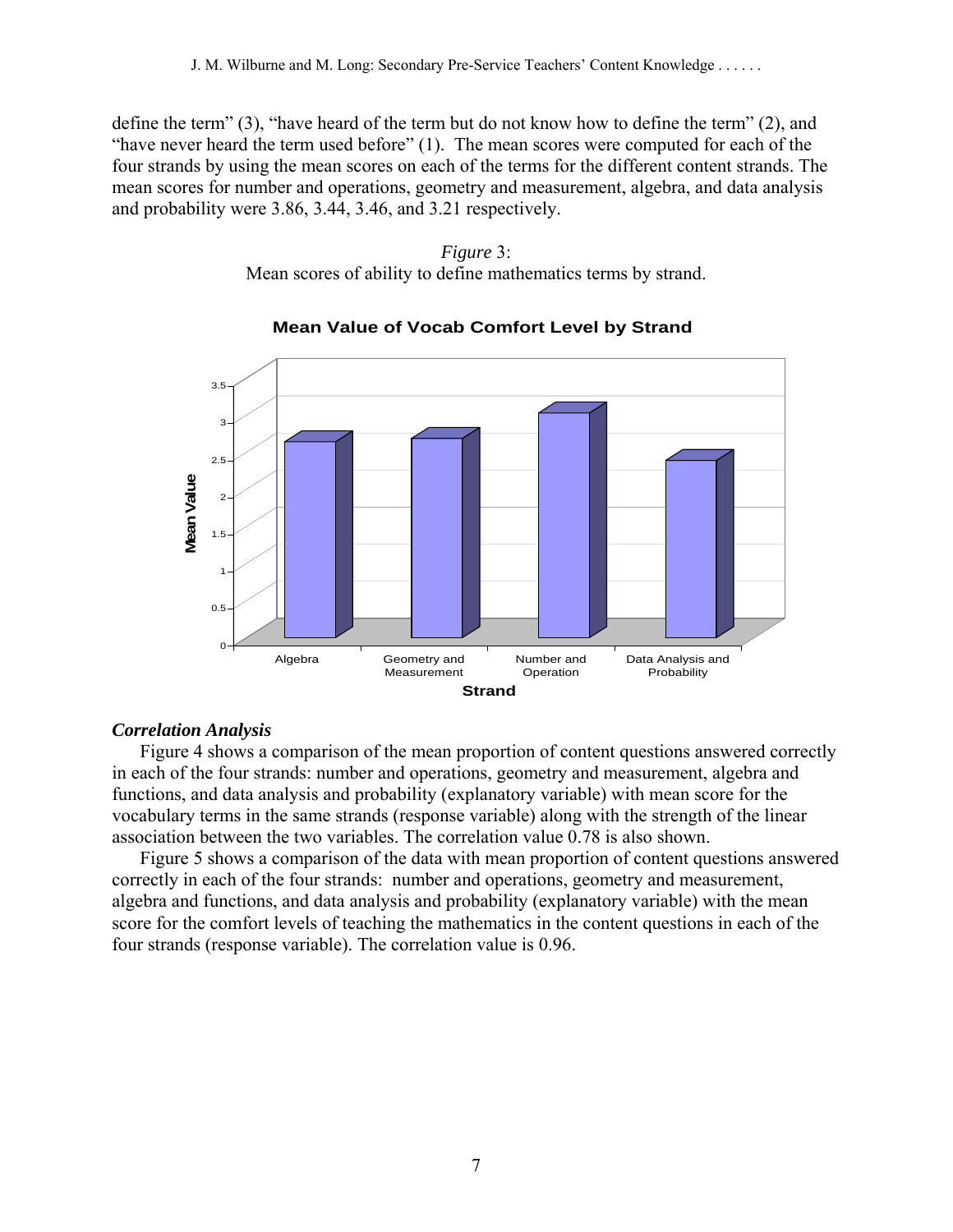define the term" (3), "have heard of the term but do not know how to define the term" (2), and "have never heard the term used before" (1). The mean scores were computed for each of the four strands by using the mean scores on each of the terms for the different content strands. The mean scores for number and operations, geometry and measurement, algebra, and data analysis and probability were 3.86, 3.44, 3.46, and 3.21 respectively.

*Figure* 3:
Mean scores of ability to define mathematics terms by strand.

### *Correlation Analysis*

Figure 4 shows a comparison of the mean proportion of content questions answered correctly in each of the four strands: number and operations, geometry and measurement, algebra and functions, and data analysis and probability (explanatory variable) with mean score for the vocabulary terms in the same strands (response variable) along with the strength of the linear association between the two variables. The correlation value 0.78 is also shown.

Figure 5 shows a comparison of the data with mean proportion of content questions answered correctly in each of the four strands: number and operations, geometry and measurement, algebra and functions, and data analysis and probability (explanatory variable) with the mean score for the comfort levels of teaching the mathematics in the content questions in each of the four strands (response variable). The correlation value is 0.96.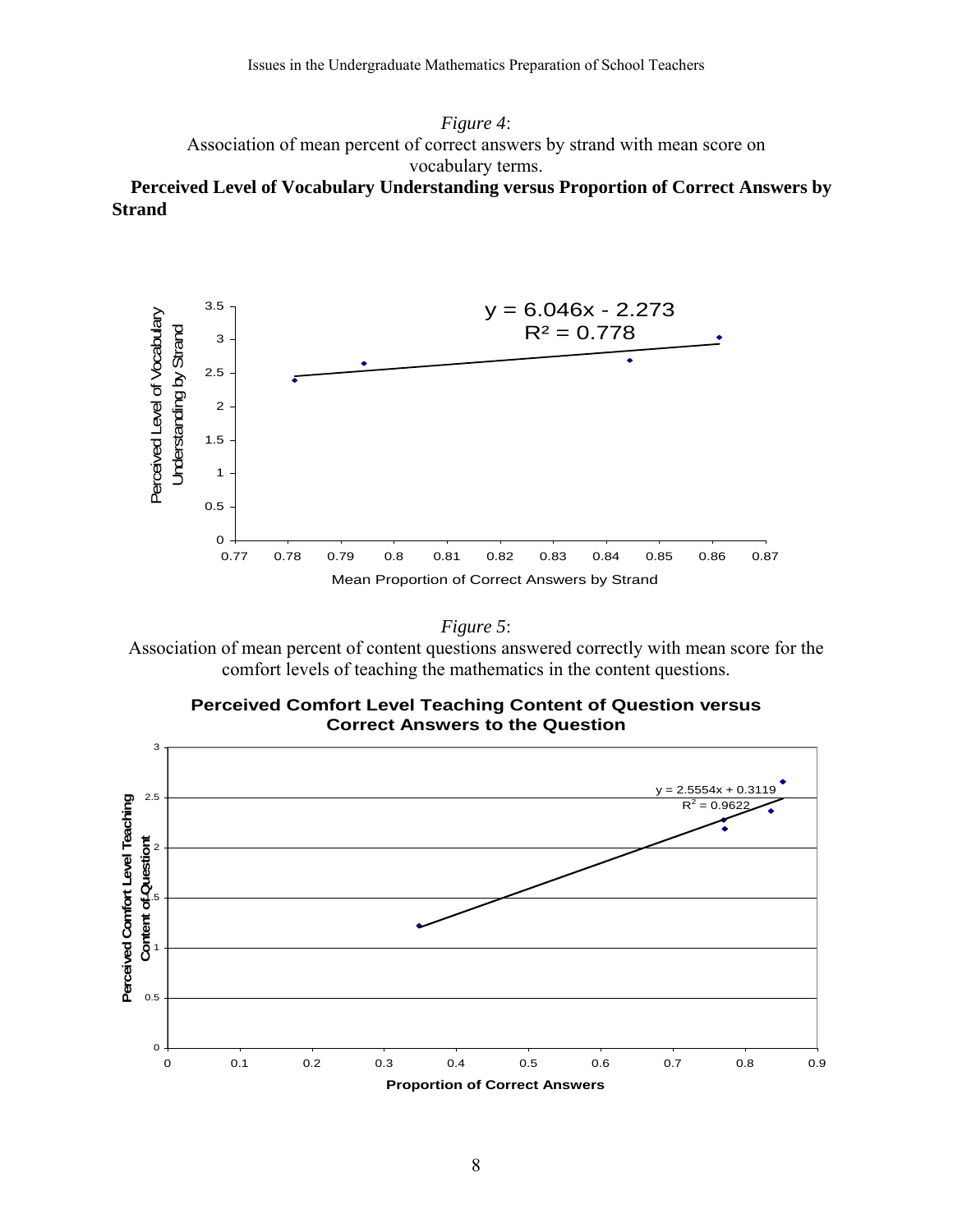*Figure 4*:

Association of mean percent of correct answers by strand with mean score on vocabulary terms.

**Perceived Level of Vocabulary Understanding versus Proportion of Correct Answers by Strand**

$y = 6.046x - 2.273$
$R^2 = 0.778$

Perceived Level of Vocabulary Understanding by Strand

Mean Proportion of Correct Answers by Strand

*Figure 5*:

Association of mean percent of content questions answered correctly with mean score for the comfort levels of teaching the mathematics in the content questions.

**Perceived Comfort Level Teaching Content of Question versus Correct Answers to the Question**

$y = 2.5554x + 0.3119$
$R^2 = 0.9622$

**Perceived Comfort Level Teaching Content of Question**

**Proportion of Correct Answers**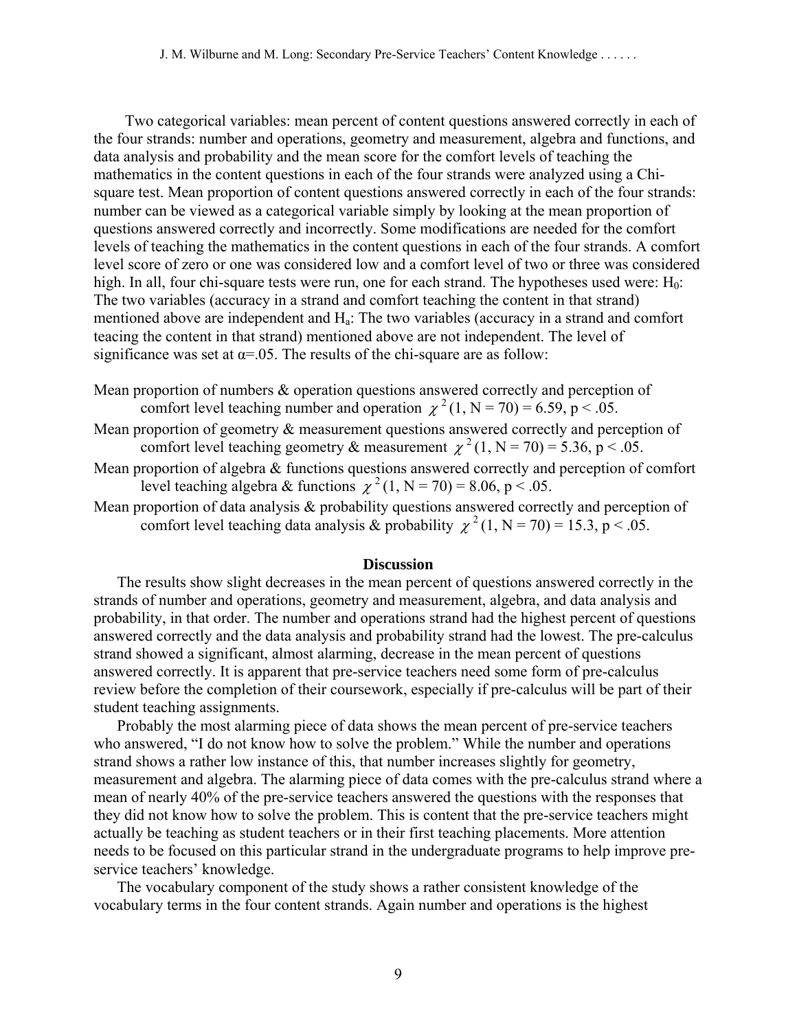Two categorical variables: mean percent of content questions answered correctly in each of the four strands: number and operations, geometry and measurement, algebra and functions, and data analysis and probability and the mean score for the comfort levels of teaching the mathematics in the content questions in each of the four strands were analyzed using a Chi-square test. Mean proportion of content questions answered correctly in each of the four strands: number can be viewed as a categorical variable simply by looking at the mean proportion of questions answered correctly and incorrectly. Some modifications are needed for the comfort levels of teaching the mathematics in the content questions in each of the four strands. A comfort level score of zero or one was considered low and a comfort level of two or three was considered high. In all, four chi-square tests were run, one for each strand. The hypotheses used were: $H_0$: The two variables (accuracy in a strand and comfort teaching the content in that strand) mentioned above are independent and $H_a$: The two variables (accuracy in a strand and comfort teacing the content in that strand) mentioned above are not independent. The level of significance was set at $\alpha$=.05. The results of the chi-square are as follow:

Mean proportion of numbers & operation questions answered correctly and perception of comfort level teaching number and operation $\chi^2(1, N = 70) = 6.59, p < .05$.

Mean proportion of geometry & measurement questions answered correctly and perception of comfort level teaching geometry & measurement $\chi^2(1, N = 70) = 5.36, p < .05$.

Mean proportion of algebra & functions questions answered correctly and perception of comfort level teaching algebra & functions $\chi^2(1, N = 70) = 8.06, p < .05$.

Mean proportion of data analysis & probability questions answered correctly and perception of comfort level teaching data analysis & probability $\chi^2(1, N = 70) = 15.3, p < .05$.

## Discussion

The results show slight decreases in the mean percent of questions answered correctly in the strands of number and operations, geometry and measurement, algebra, and data analysis and probability, in that order. The number and operations strand had the highest percent of questions answered correctly and the data analysis and probability strand had the lowest. The pre-calculus strand showed a significant, almost alarming, decrease in the mean percent of questions answered correctly. It is apparent that pre-service teachers need some form of pre-calculus review before the completion of their coursework, especially if pre-calculus will be part of their student teaching assignments.

Probably the most alarming piece of data shows the mean percent of pre-service teachers who answered, "I do not know how to solve the problem." While the number and operations strand shows a rather low instance of this, that number increases slightly for geometry, measurement and algebra. The alarming piece of data comes with the pre-calculus strand where a mean of nearly 40% of the pre-service teachers answered the questions with the responses that they did not know how to solve the problem. This is content that the pre-service teachers might actually be teaching as student teachers or in their first teaching placements. More attention needs to be focused on this particular strand in the undergraduate programs to help improve pre-service teachers' knowledge.

The vocabulary component of the study shows a rather consistent knowledge of the vocabulary terms in the four content strands. Again number and operations is the highest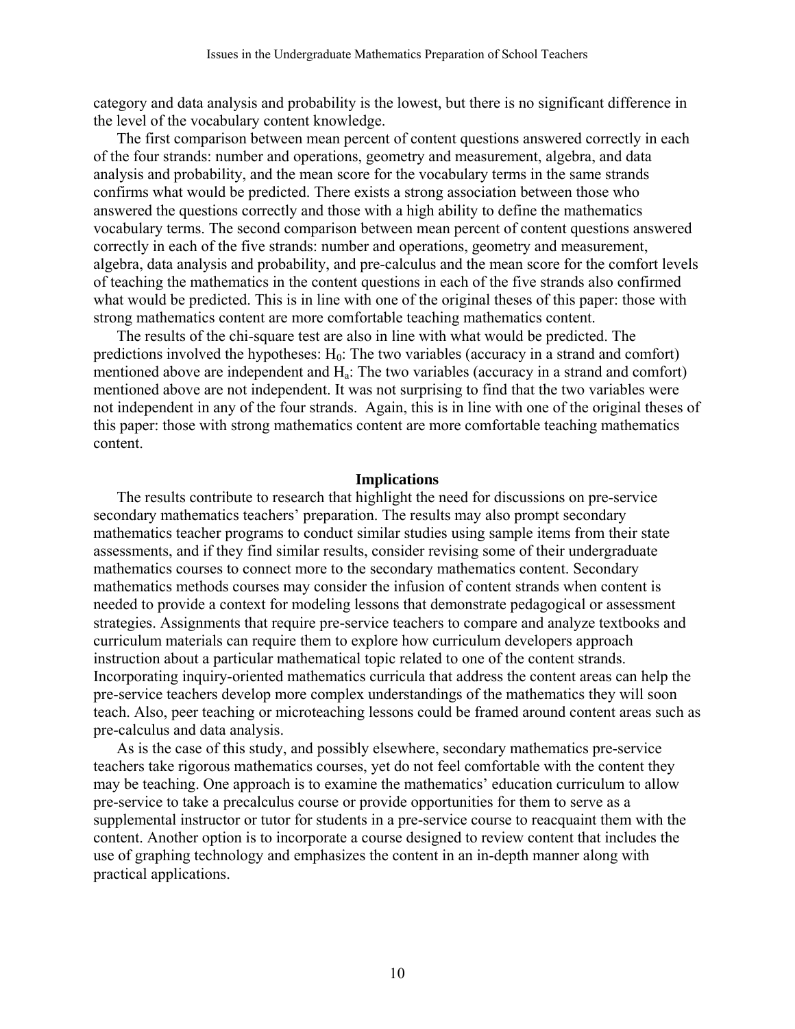category and data analysis and probability is the lowest, but there is no significant difference in the level of the vocabulary content knowledge.

The first comparison between mean percent of content questions answered correctly in each of the four strands: number and operations, geometry and measurement, algebra, and data analysis and probability, and the mean score for the vocabulary terms in the same strands confirms what would be predicted. There exists a strong association between those who answered the questions correctly and those with a high ability to define the mathematics vocabulary terms. The second comparison between mean percent of content questions answered correctly in each of the five strands: number and operations, geometry and measurement, algebra, data analysis and probability, and pre-calculus and the mean score for the comfort levels of teaching the mathematics in the content questions in each of the five strands also confirmed what would be predicted. This is in line with one of the original theses of this paper: those with strong mathematics content are more comfortable teaching mathematics content.

The results of the chi-square test are also in line with what would be predicted. The predictions involved the hypotheses: $H_0$: The two variables (accuracy in a strand and comfort) mentioned above are independent and $H_a$: The two variables (accuracy in a strand and comfort) mentioned above are not independent. It was not surprising to find that the two variables were not independent in any of the four strands. Again, this is in line with one of the original theses of this paper: those with strong mathematics content are more comfortable teaching mathematics content.

## Implications

The results contribute to research that highlight the need for discussions on pre-service secondary mathematics teachers' preparation. The results may also prompt secondary mathematics teacher programs to conduct similar studies using sample items from their state assessments, and if they find similar results, consider revising some of their undergraduate mathematics courses to connect more to the secondary mathematics content. Secondary mathematics methods courses may consider the infusion of content strands when content is needed to provide a context for modeling lessons that demonstrate pedagogical or assessment strategies. Assignments that require pre-service teachers to compare and analyze textbooks and curriculum materials can require them to explore how curriculum developers approach instruction about a particular mathematical topic related to one of the content strands. Incorporating inquiry-oriented mathematics curricula that address the content areas can help the pre-service teachers develop more complex understandings of the mathematics they will soon teach. Also, peer teaching or microteaching lessons could be framed around content areas such as pre-calculus and data analysis.

As is the case of this study, and possibly elsewhere, secondary mathematics pre-service teachers take rigorous mathematics courses, yet do not feel comfortable with the content they may be teaching. One approach is to examine the mathematics' education curriculum to allow pre-service to take a precalculus course or provide opportunities for them to serve as a supplemental instructor or tutor for students in a pre-service course to reacquaint them with the content. Another option is to incorporate a course designed to review content that includes the use of graphing technology and emphasizes the content in an in-depth manner along with practical applications.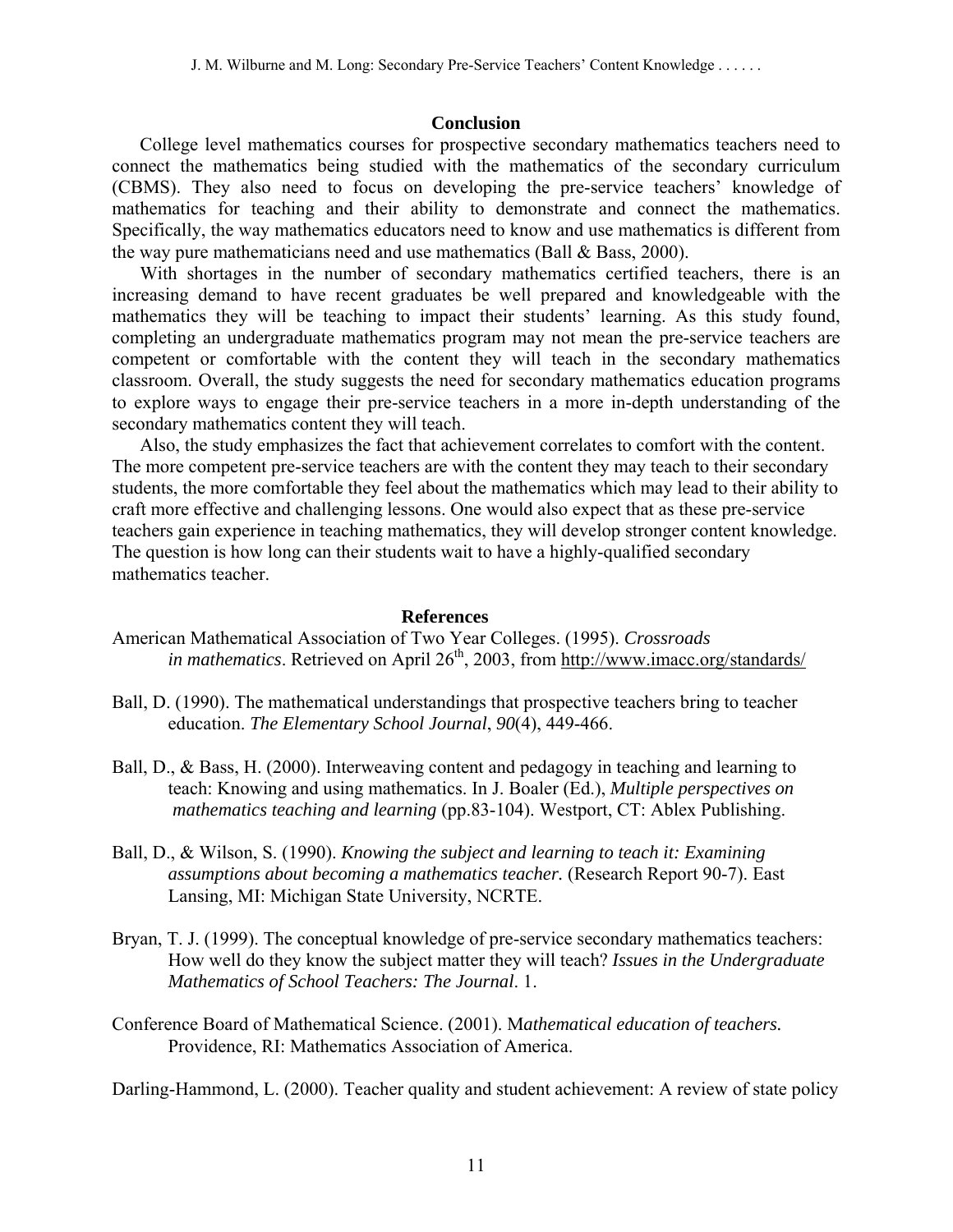## Conclusion

College level mathematics courses for prospective secondary mathematics teachers need to connect the mathematics being studied with the mathematics of the secondary curriculum (CBMS). They also need to focus on developing the pre-service teachers' knowledge of mathematics for teaching and their ability to demonstrate and connect the mathematics. Specifically, the way mathematics educators need to know and use mathematics is different from the way pure mathematicians need and use mathematics (Ball & Bass, 2000).

With shortages in the number of secondary mathematics certified teachers, there is an increasing demand to have recent graduates be well prepared and knowledgeable with the mathematics they will be teaching to impact their students' learning. As this study found, completing an undergraduate mathematics program may not mean the pre-service teachers are competent or comfortable with the content they will teach in the secondary mathematics classroom. Overall, the study suggests the need for secondary mathematics education programs to explore ways to engage their pre-service teachers in a more in-depth understanding of the secondary mathematics content they will teach.

Also, the study emphasizes the fact that achievement correlates to comfort with the content. The more competent pre-service teachers are with the content they may teach to their secondary students, the more comfortable they feel about the mathematics which may lead to their ability to craft more effective and challenging lessons. One would also expect that as these pre-service teachers gain experience in teaching mathematics, they will develop stronger content knowledge. The question is how long can their students wait to have a highly-qualified secondary mathematics teacher.

## References

American Mathematical Association of Two Year Colleges. (1995). *Crossroads in mathematics*. Retrieved on April 26th, 2003, from http://www.imacc.org/standards/

Ball, D. (1990). The mathematical understandings that prospective teachers bring to teacher education. *The Elementary School Journal*, *90*(4), 449-466.

Ball, D., & Bass, H. (2000). Interweaving content and pedagogy in teaching and learning to teach: Knowing and using mathematics. In J. Boaler (Ed.), *Multiple perspectives on mathematics teaching and learning* (pp.83-104). Westport, CT: Ablex Publishing.

Ball, D., & Wilson, S. (1990). *Knowing the subject and learning to teach it: Examining assumptions about becoming a mathematics teacher.* (Research Report 90-7). East Lansing, MI: Michigan State University, NCRTE.

Bryan, T. J. (1999). The conceptual knowledge of pre-service secondary mathematics teachers: How well do they know the subject matter they will teach? *Issues in the Undergraduate Mathematics of School Teachers: The Journal*. 1.

Conference Board of Mathematical Science. (2001). M*athematical education of teachers.* Providence, RI: Mathematics Association of America.

Darling-Hammond, L. (2000). Teacher quality and student achievement: A review of state policy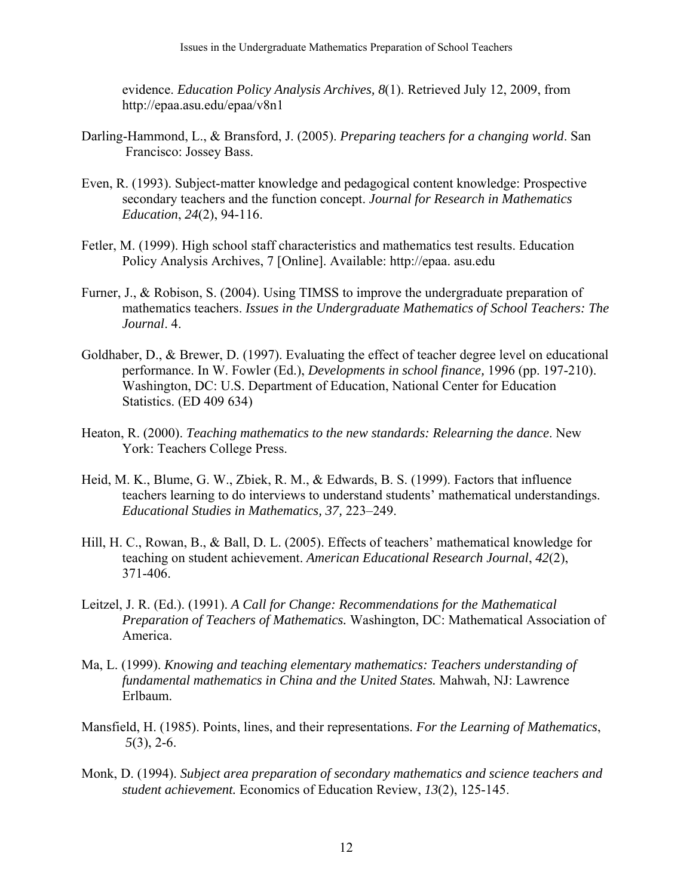evidence. *Education Policy Analysis Archives, 8*(1). Retrieved July 12, 2009, from http://epaa.asu.edu/epaa/v8n1

Darling-Hammond, L., & Bransford, J. (2005). *Preparing teachers for a changing world*. San Francisco: Jossey Bass.

Even, R. (1993). Subject-matter knowledge and pedagogical content knowledge: Prospective secondary teachers and the function concept. *Journal for Research in Mathematics Education*, *24*(2), 94-116.

Fetler, M. (1999). High school staff characteristics and mathematics test results. Education Policy Analysis Archives, 7 [Online]. Available: http://epaa. asu.edu

Furner, J., & Robison, S. (2004). Using TIMSS to improve the undergraduate preparation of mathematics teachers. *Issues in the Undergraduate Mathematics of School Teachers: The Journal*. 4.

Goldhaber, D., & Brewer, D. (1997). Evaluating the effect of teacher degree level on educational performance. In W. Fowler (Ed.), *Developments in school finance,* 1996 (pp. 197-210). Washington, DC: U.S. Department of Education, National Center for Education Statistics. (ED 409 634)

Heaton, R. (2000). *Teaching mathematics to the new standards: Relearning the dance*. New York: Teachers College Press.

Heid, M. K., Blume, G. W., Zbiek, R. M., & Edwards, B. S. (1999). Factors that influence teachers learning to do interviews to understand students' mathematical understandings. *Educational Studies in Mathematics, 37,* 223–249.

Hill, H. C., Rowan, B., & Ball, D. L. (2005). Effects of teachers' mathematical knowledge for teaching on student achievement. *American Educational Research Journal*, *42*(2), 371-406.

Leitzel, J. R. (Ed.). (1991). *A Call for Change: Recommendations for the Mathematical Preparation of Teachers of Mathematics.* Washington, DC: Mathematical Association of America.

Ma, L. (1999). *Knowing and teaching elementary mathematics: Teachers understanding of fundamental mathematics in China and the United States.* Mahwah, NJ: Lawrence Erlbaum.

Mansfield, H. (1985). Points, lines, and their representations. *For the Learning of Mathematics*, *5*(3), 2-6.

Monk, D. (1994). *Subject area preparation of secondary mathematics and science teachers and student achievement.* Economics of Education Review, *13*(2), 125-145.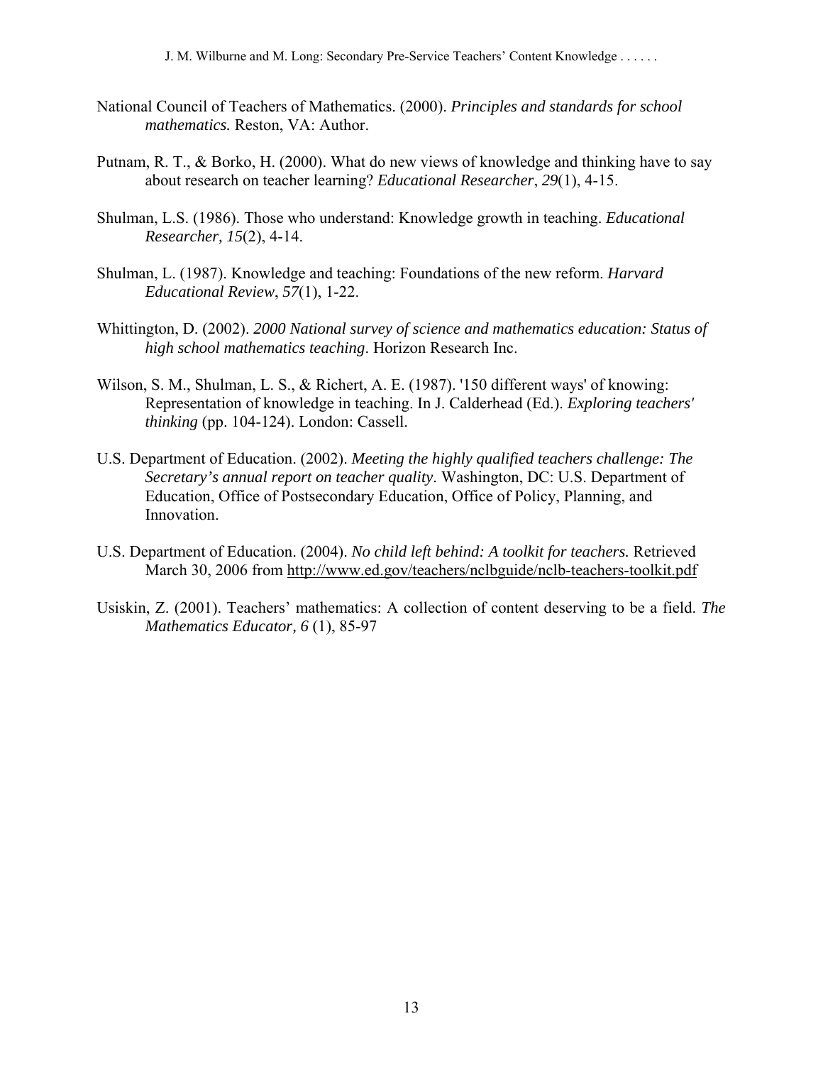National Council of Teachers of Mathematics. (2000). *Principles and standards for school mathematics.* Reston, VA: Author.

Putnam, R. T., & Borko, H. (2000). What do new views of knowledge and thinking have to say about research on teacher learning? *Educational Researcher*, *29*(1), 4-15.

Shulman, L.S. (1986). Those who understand: Knowledge growth in teaching. *Educational Researcher, 15*(2), 4-14.

Shulman, L. (1987). Knowledge and teaching: Foundations of the new reform. *Harvard Educational Review*, *57*(1), 1-22.

Whittington, D. (2002). *2000 National survey of science and mathematics education: Status of high school mathematics teaching*. Horizon Research Inc.

Wilson, S. M., Shulman, L. S., & Richert, A. E. (1987). '150 different ways' of knowing: Representation of knowledge in teaching. In J. Calderhead (Ed.). *Exploring teachers' thinking* (pp. 104-124). London: Cassell.

U.S. Department of Education. (2002). *Meeting the highly qualified teachers challenge: The Secretary's annual report on teacher quality*. Washington, DC: U.S. Department of Education, Office of Postsecondary Education, Office of Policy, Planning, and Innovation.

U.S. Department of Education. (2004). *No child left behind: A toolkit for teachers.* Retrieved March 30, 2006 from http://www.ed.gov/teachers/nclbguide/nclb-teachers-toolkit.pdf

Usiskin, Z. (2001). Teachers' mathematics: A collection of content deserving to be a field. *The Mathematics Educator, 6* (1), 85-97